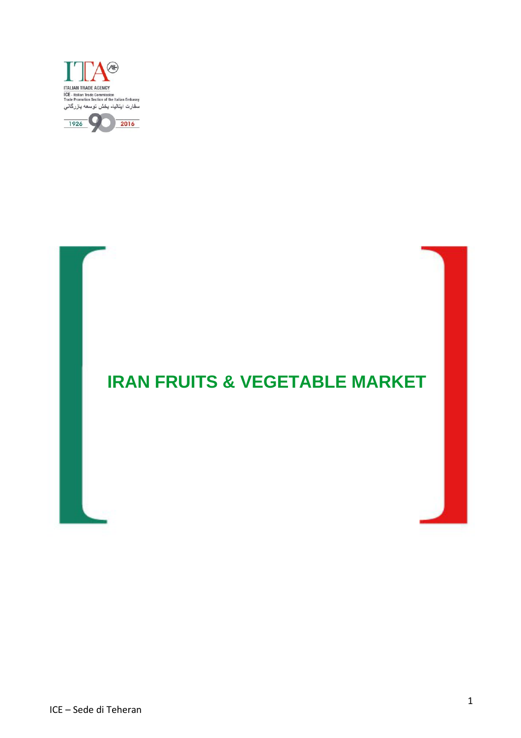ITA

ITALIAN TRADE AGENCY

ICE - Italian Trade Commission

Trade Promotion Section of the Italian Embassy

سفارت ایتالیا- بخش توسعه بازرگانی

1926 90 2016

# IRAN FRUITS & VEGETABLE MARKET

ICE – Sede di Teheran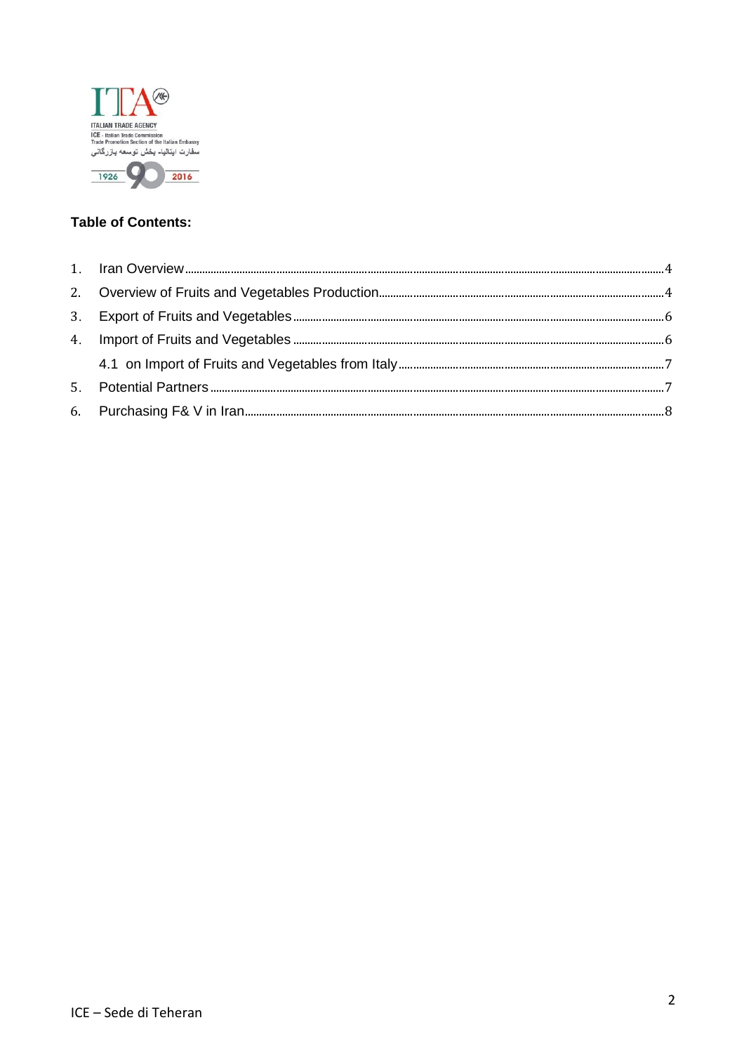**Table of Contents:**

1. Iran Overview ........ 4
2. Overview of Fruits and Vegetables Production ........ 4
3. Export of Fruits and Vegetables ........ 6
4. Import of Fruits and Vegetables ........ 6
   4.1 on Import of Fruits and Vegetables from Italy ........ 7
5. Potential Partners ........ 7
6. Purchasing F& V in Iran ........ 8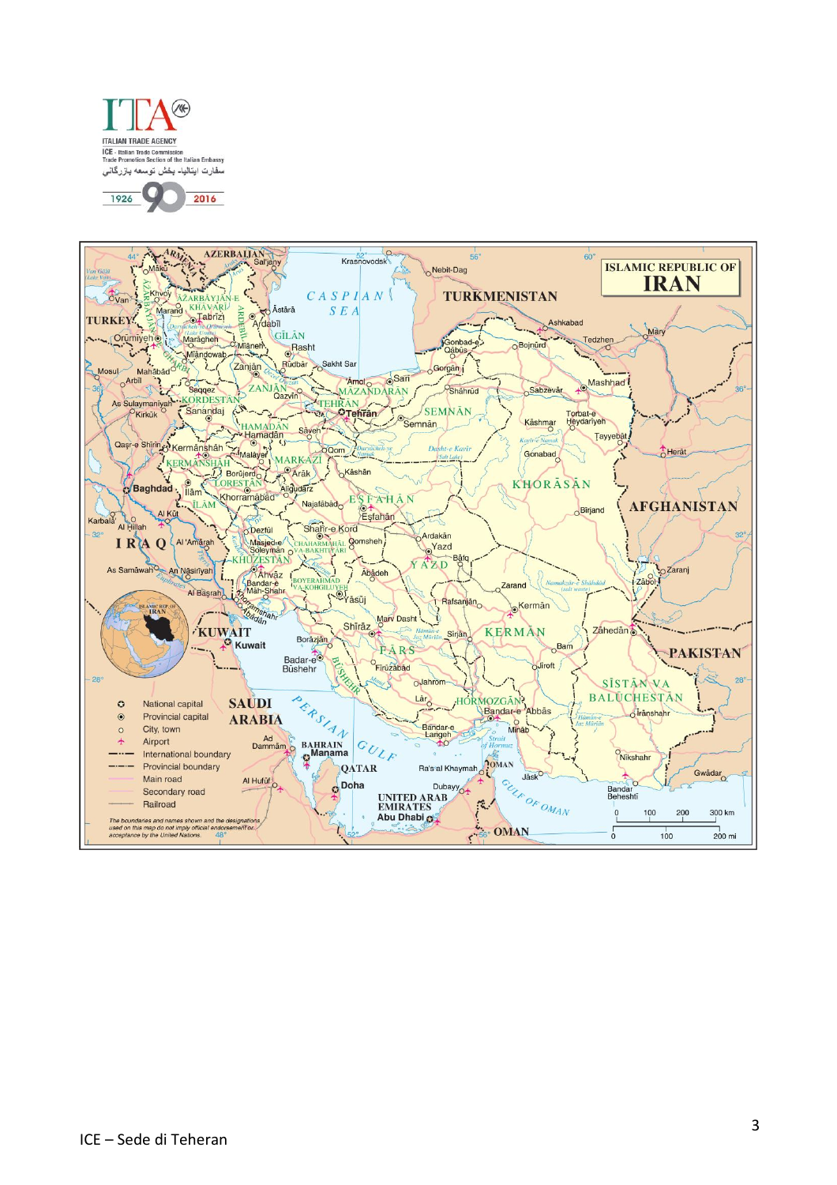ISLAMIC REPUBLIC OF IRAN

National capital
Provincial capital
City, town
Airport
International boundary
Provincial boundary
Main road
Secondary road
Railroad

*The boundaries and names shown and the designations used on this map do not imply official endorsement or acceptance by the United Nations.*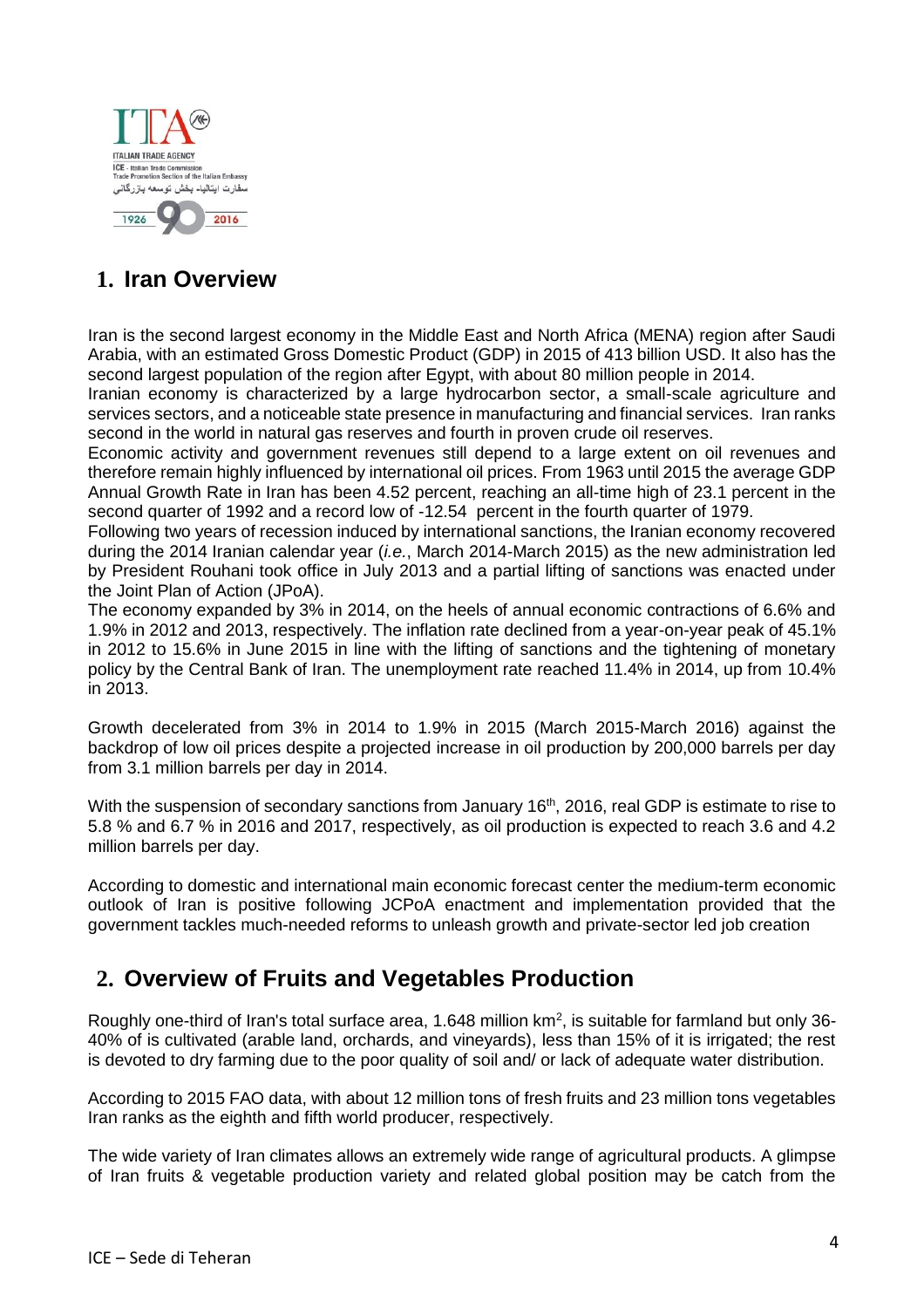## 1. Iran Overview

Iran is the second largest economy in the Middle East and North Africa (MENA) region after Saudi Arabia, with an estimated Gross Domestic Product (GDP) in 2015 of 413 billion USD. It also has the second largest population of the region after Egypt, with about 80 million people in 2014.
Iranian economy is characterized by a large hydrocarbon sector, a small-scale agriculture and services sectors, and a noticeable state presence in manufacturing and financial services. Iran ranks second in the world in natural gas reserves and fourth in proven crude oil reserves.
Economic activity and government revenues still depend to a large extent on oil revenues and therefore remain highly influenced by international oil prices. From 1963 until 2015 the average GDP Annual Growth Rate in Iran has been 4.52 percent, reaching an all-time high of 23.1 percent in the second quarter of 1992 and a record low of -12.54 percent in the fourth quarter of 1979.
Following two years of recession induced by international sanctions, the Iranian economy recovered during the 2014 Iranian calendar year (*i.e.*, March 2014-March 2015) as the new administration led by President Rouhani took office in July 2013 and a partial lifting of sanctions was enacted under the Joint Plan of Action (JPoA).
The economy expanded by 3% in 2014, on the heels of annual economic contractions of 6.6% and 1.9% in 2012 and 2013, respectively. The inflation rate declined from a year-on-year peak of 45.1% in 2012 to 15.6% in June 2015 in line with the lifting of sanctions and the tightening of monetary policy by the Central Bank of Iran. The unemployment rate reached 11.4% in 2014, up from 10.4% in 2013.

Growth decelerated from 3% in 2014 to 1.9% in 2015 (March 2015-March 2016) against the backdrop of low oil prices despite a projected increase in oil production by 200,000 barrels per day from 3.1 million barrels per day in 2014.

With the suspension of secondary sanctions from January 16th, 2016, real GDP is estimate to rise to 5.8 % and 6.7 % in 2016 and 2017, respectively, as oil production is expected to reach 3.6 and 4.2 million barrels per day.

According to domestic and international main economic forecast center the medium-term economic outlook of Iran is positive following JCPoA enactment and implementation provided that the government tackles much-needed reforms to unleash growth and private-sector led job creation

## 2. Overview of Fruits and Vegetables Production

Roughly one-third of Iran's total surface area, 1.648 million km$^2$, is suitable for farmland but only 36-40% of is cultivated (arable land, orchards, and vineyards), less than 15% of it is irrigated; the rest is devoted to dry farming due to the poor quality of soil and/ or lack of adequate water distribution.

According to 2015 FAO data, with about 12 million tons of fresh fruits and 23 million tons vegetables Iran ranks as the eighth and fifth world producer, respectively.

The wide variety of Iran climates allows an extremely wide range of agricultural products. A glimpse of Iran fruits & vegetable production variety and related global position may be catch from the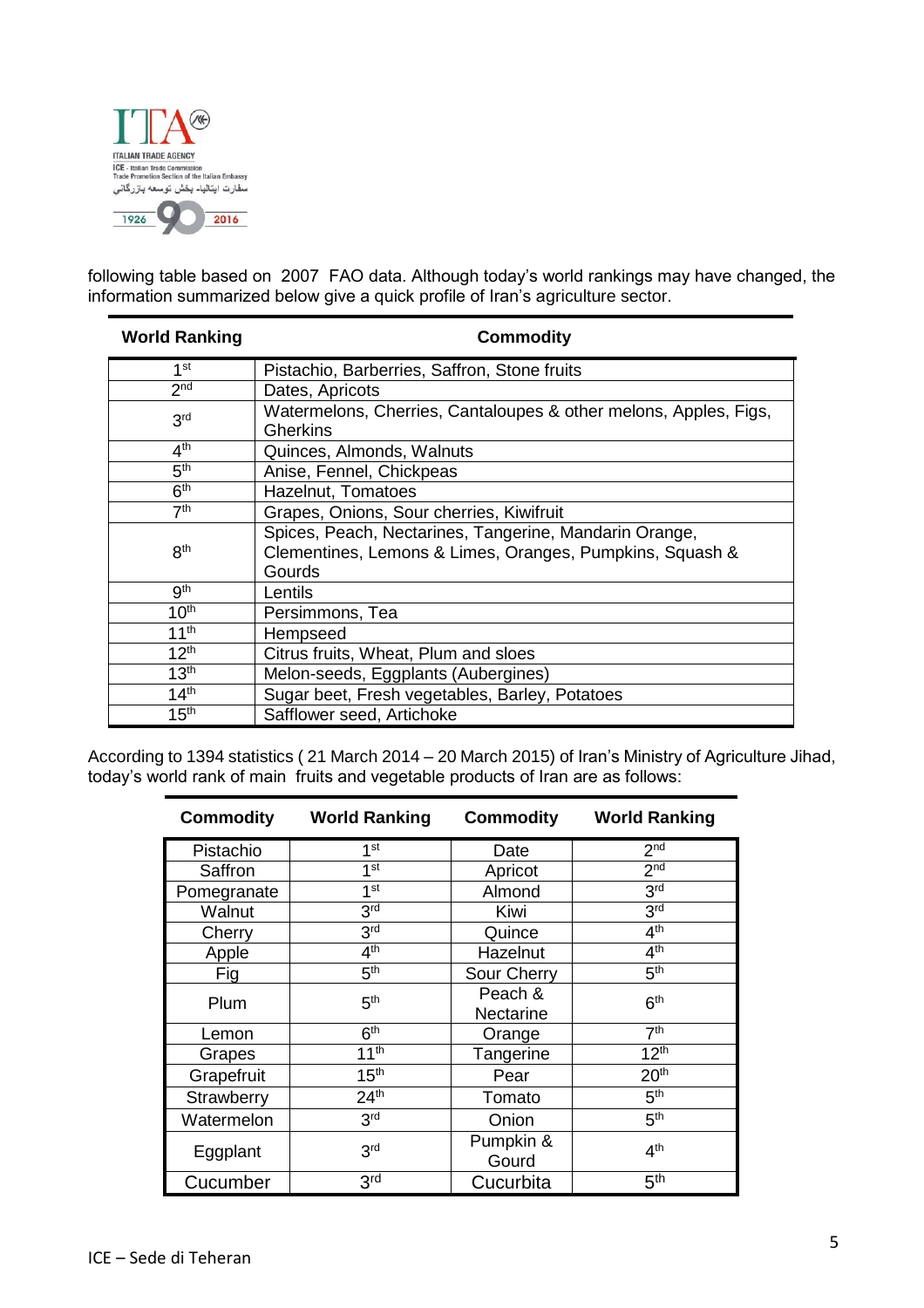following table based on 2007 FAO data. Although today's world rankings may have changed, the information summarized below give a quick profile of Iran's agriculture sector.

| World Ranking | Commodity |
|---|---|
| 1st | Pistachio, Barberries, Saffron, Stone fruits |
| 2nd | Dates, Apricots |
| 3rd | Watermelons, Cherries, Cantaloupes & other melons, Apples, Figs, Gherkins |
| 4th | Quinces, Almonds, Walnuts |
| 5th | Anise, Fennel, Chickpeas |
| 6th | Hazelnut, Tomatoes |
| 7th | Grapes, Onions, Sour cherries, Kiwifruit |
| 8th | Spices, Peach, Nectarines, Tangerine, Mandarin Orange, Clementines, Lemons & Limes, Oranges, Pumpkins, Squash & Gourds |
| 9th | Lentils |
| 10th | Persimmons, Tea |
| 11th | Hempseed |
| 12th | Citrus fruits, Wheat, Plum and sloes |
| 13th | Melon-seeds, Eggplants (Aubergines) |
| 14th | Sugar beet, Fresh vegetables, Barley, Potatoes |
| 15th | Safflower seed, Artichoke |

According to 1394 statistics ( 21 March 2014 – 20 March 2015) of Iran's Ministry of Agriculture Jihad, today's world rank of main fruits and vegetable products of Iran are as follows:

| Commodity | World Ranking | Commodity | World Ranking |
|---|---|---|---|
| Pistachio | 1st | Date | 2nd |
| Saffron | 1st | Apricot | 2nd |
| Pomegranate | 1st | Almond | 3rd |
| Walnut | 3rd | Kiwi | 3rd |
| Cherry | 3rd | Quince | 4th |
| Apple | 4th | Hazelnut | 4th |
| Fig | 5th | Sour Cherry | 5th |
| Plum | 5th | Peach & Nectarine | 6th |
| Lemon | 6th | Orange | 7th |
| Grapes | 11th | Tangerine | 12th |
| Grapefruit | 15th | Pear | 20th |
| Strawberry | 24th | Tomato | 5th |
| Watermelon | 3rd | Onion | 5th |
| Eggplant | 3rd | Pumpkin & Gourd | 4th |
| Cucumber | 3rd | Cucurbita | 5th |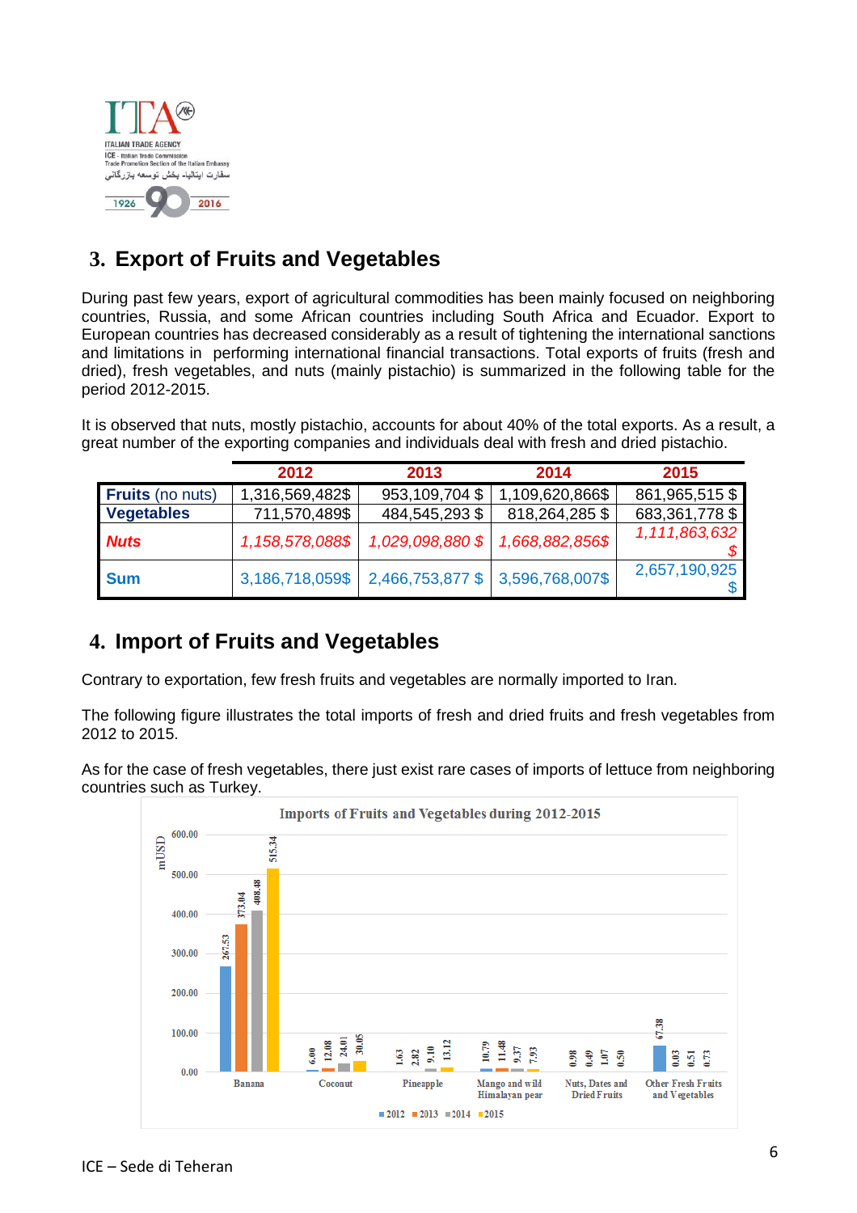## 3. Export of Fruits and Vegetables

During past few years, export of agricultural commodities has been mainly focused on neighboring countries, Russia, and some African countries including South Africa and Ecuador. Export to European countries has decreased considerably as a result of tightening the international sanctions and limitations in performing international financial transactions. Total exports of fruits (fresh and dried), fresh vegetables, and nuts (mainly pistachio) is summarized in the following table for the period 2012-2015.

It is observed that nuts, mostly pistachio, accounts for about 40% of the total exports. As a result, a great number of the exporting companies and individuals deal with fresh and dried pistachio.

| | 2012 | 2013 | 2014 | 2015 |
|---|---|---|---|---|
| **Fruits** (no nuts) | 1,316,569,482$ | 953,109,704 $ | 1,109,620,866$ | 861,965,515 $ |
| **Vegetables** | 711,570,489$ | 484,545,293 $ | 818,264,285 $ | 683,361,778 $ |
| ***Nuts*** | *1,158,578,088$* | *1,029,098,880 $* | *1,668,882,856$* | *1,111,863,632 $* |
| **Sum** | 3,186,718,059$ | 2,466,753,877 $ | 3,596,768,007$ | 2,657,190,925 $ |

## 4. Import of Fruits and Vegetables

Contrary to exportation, few fresh fruits and vegetables are normally imported to Iran.

The following figure illustrates the total imports of fresh and dried fruits and fresh vegetables from 2012 to 2015.

As for the case of fresh vegetables, there just exist rare cases of imports of lettuce from neighboring countries such as Turkey.

**Imports of Fruits and Vegetables during 2012-2015** (mUSD)

| | 2012 | 2013 | 2014 | 2015 |
|---|---|---|---|---|
| Banana | 267.53 | 373.04 | 408.48 | 515.34 |
| Coconut | 6.00 | 12.08 | 24.01 | 30.05 |
| Pineapple | 1.63 | 2.82 | 9.10 | 13.12 |
| Mango and wild Himalayan pear | 10.79 | 11.48 | 9.37 | 7.93 |
| Nuts, Dates and Dried Fruits | 0.98 | 0.49 | 1.07 | 0.50 |
| Other Fresh Fruits and Vegetables | 67.38 | 0.03 | 0.51 | 0.73 |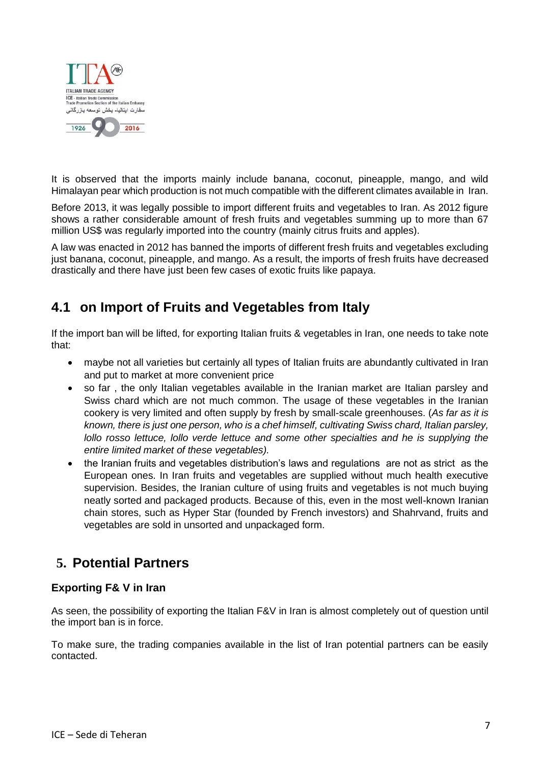It is observed that the imports mainly include banana, coconut, pineapple, mango, and wild Himalayan pear which production is not much compatible with the different climates available in Iran.

Before 2013, it was legally possible to import different fruits and vegetables to Iran. As 2012 figure shows a rather considerable amount of fresh fruits and vegetables summing up to more than 67 million US$ was regularly imported into the country (mainly citrus fruits and apples).

A law was enacted in 2012 has banned the imports of different fresh fruits and vegetables excluding just banana, coconut, pineapple, and mango. As a result, the imports of fresh fruits have decreased drastically and there have just been few cases of exotic fruits like papaya.

## 4.1 on Import of Fruits and Vegetables from Italy

If the import ban will be lifted, for exporting Italian fruits & vegetables in Iran, one needs to take note that:

- maybe not all varieties but certainly all types of Italian fruits are abundantly cultivated in Iran and put to market at more convenient price
- so far , the only Italian vegetables available in the Iranian market are Italian parsley and Swiss chard which are not much common. The usage of these vegetables in the Iranian cookery is very limited and often supply by fresh by small-scale greenhouses. (*As far as it is known, there is just one person, who is a chef himself, cultivating Swiss chard, Italian parsley, lollo rosso lettuce, lollo verde lettuce and some other specialties and he is supplying the entire limited market of these vegetables).*
- the Iranian fruits and vegetables distribution's laws and regulations are not as strict as the European ones. In Iran fruits and vegetables are supplied without much health executive supervision. Besides, the Iranian culture of using fruits and vegetables is not much buying neatly sorted and packaged products. Because of this, even in the most well-known Iranian chain stores, such as Hyper Star (founded by French investors) and Shahrvand, fruits and vegetables are sold in unsorted and unpackaged form.

## 5. Potential Partners

### Exporting F& V in Iran

As seen, the possibility of exporting the Italian F&V in Iran is almost completely out of question until the import ban is in force.

To make sure, the trading companies available in the list of Iran potential partners can be easily contacted.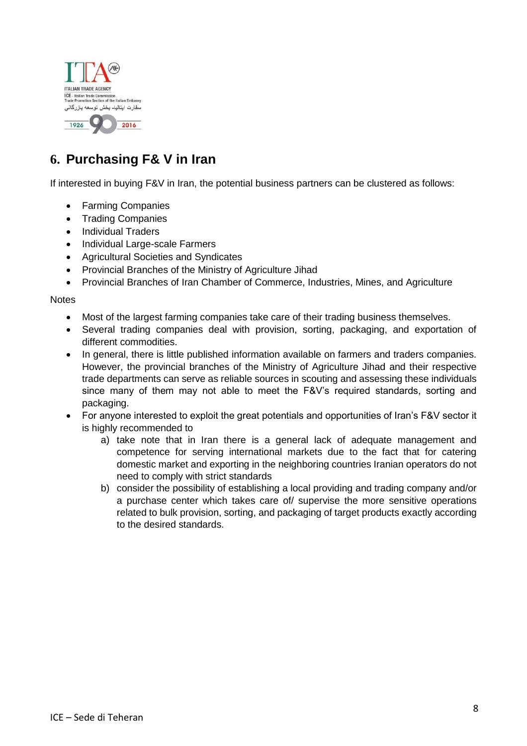## 6. Purchasing F& V in Iran

If interested in buying F&V in Iran, the potential business partners can be clustered as follows:

- Farming Companies
- Trading Companies
- Individual Traders
- Individual Large-scale Farmers
- Agricultural Societies and Syndicates
- Provincial Branches of the Ministry of Agriculture Jihad
- Provincial Branches of Iran Chamber of Commerce, Industries, Mines, and Agriculture

Notes

- Most of the largest farming companies take care of their trading business themselves.
- Several trading companies deal with provision, sorting, packaging, and exportation of different commodities.
- In general, there is little published information available on farmers and traders companies. However, the provincial branches of the Ministry of Agriculture Jihad and their respective trade departments can serve as reliable sources in scouting and assessing these individuals since many of them may not able to meet the F&V's required standards, sorting and packaging.
- For anyone interested to exploit the great potentials and opportunities of Iran's F&V sector it is highly recommended to
  a) take note that in Iran there is a general lack of adequate management and competence for serving international markets due to the fact that for catering domestic market and exporting in the neighboring countries Iranian operators do not need to comply with strict standards
  b) consider the possibility of establishing a local providing and trading company and/or a purchase center which takes care of/ supervise the more sensitive operations related to bulk provision, sorting, and packaging of target products exactly according to the desired standards.